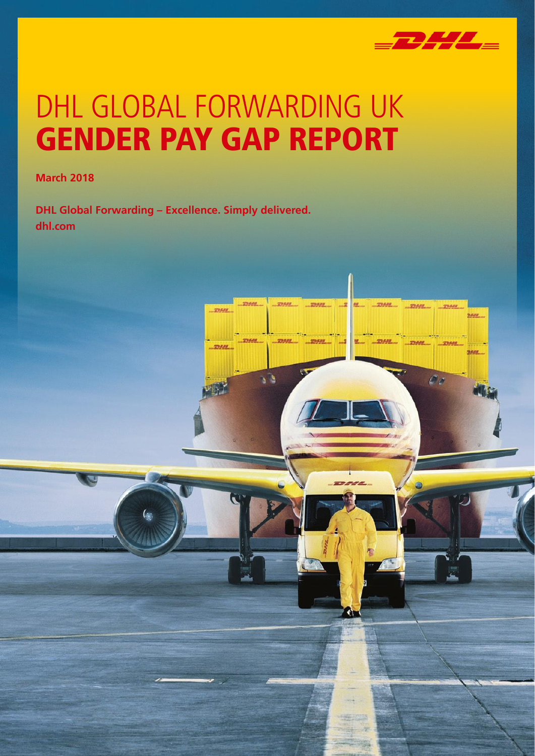# DHL GLOBAL FORWARDING UK
# GENDER PAY GAP REPORT

**March 2018**

**DHL Global Forwarding – Excellence. Simply delivered.**
**dhl.com**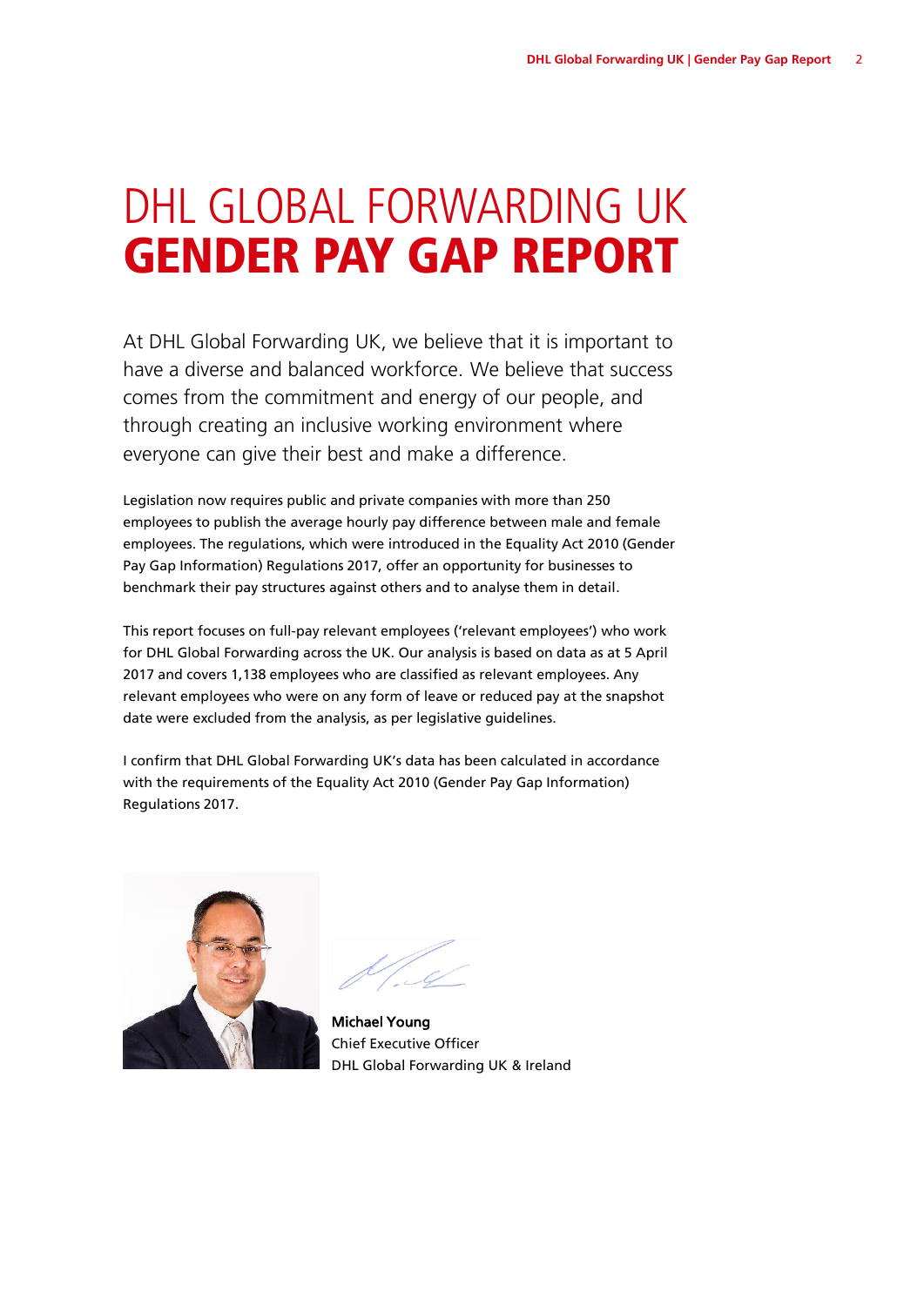# DHL GLOBAL FORWARDING UK **GENDER PAY GAP REPORT**

At DHL Global Forwarding UK, we believe that it is important to have a diverse and balanced workforce. We believe that success comes from the commitment and energy of our people, and through creating an inclusive working environment where everyone can give their best and make a difference.

Legislation now requires public and private companies with more than 250 employees to publish the average hourly pay difference between male and female employees. The regulations, which were introduced in the Equality Act 2010 (Gender Pay Gap Information) Regulations 2017, offer an opportunity for businesses to benchmark their pay structures against others and to analyse them in detail.

This report focuses on full-pay relevant employees ('relevant employees') who work for DHL Global Forwarding across the UK. Our analysis is based on data as at 5 April 2017 and covers 1,138 employees who are classified as relevant employees. Any relevant employees who were on any form of leave or reduced pay at the snapshot date were excluded from the analysis, as per legislative guidelines.

I confirm that DHL Global Forwarding UK's data has been calculated in accordance with the requirements of the Equality Act 2010 (Gender Pay Gap Information) Regulations 2017.

**Michael Young**
Chief Executive Officer
DHL Global Forwarding UK & Ireland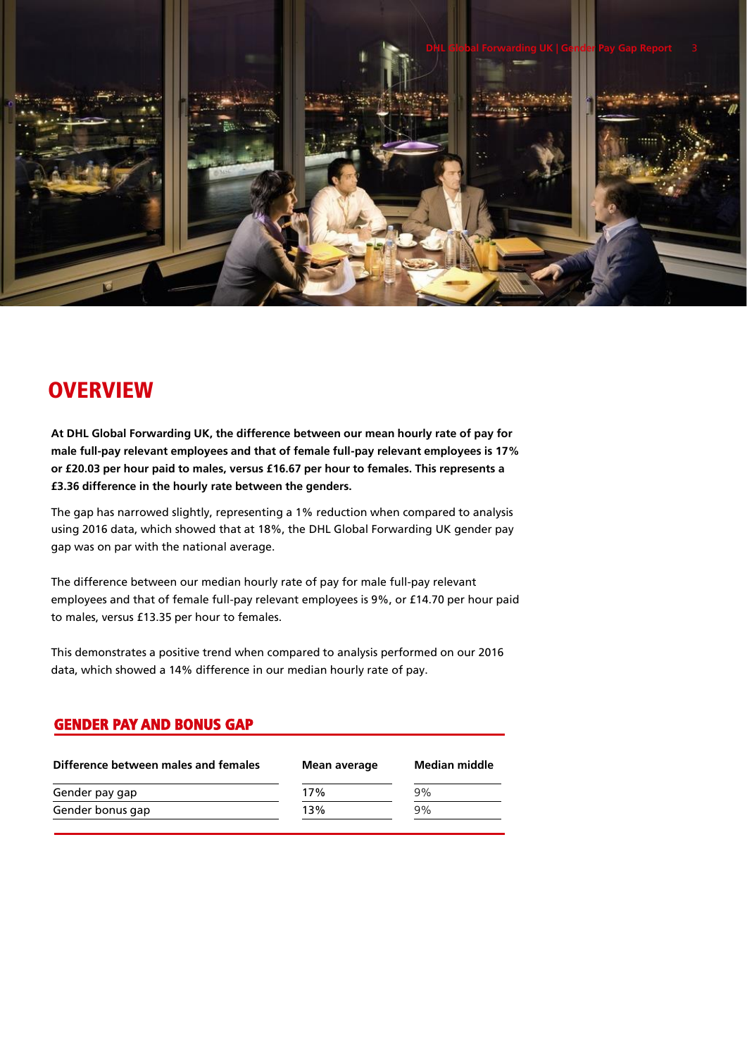# OVERVIEW

**At DHL Global Forwarding UK, the difference between our mean hourly rate of pay for male full-pay relevant employees and that of female full-pay relevant employees is 17% or £20.03 per hour paid to males, versus £16.67 per hour to females. This represents a £3.36 difference in the hourly rate between the genders.**

The gap has narrowed slightly, representing a 1% reduction when compared to analysis using 2016 data, which showed that at 18%, the DHL Global Forwarding UK gender pay gap was on par with the national average.

The difference between our median hourly rate of pay for male full-pay relevant employees and that of female full-pay relevant employees is 9%, or £14.70 per hour paid to males, versus £13.35 per hour to females.

This demonstrates a positive trend when compared to analysis performed on our 2016 data, which showed a 14% difference in our median hourly rate of pay.

## GENDER PAY AND BONUS GAP

| Difference between males and females | Mean average | Median middle |
|---|---|---|
| Gender pay gap | 17% | 9% |
| Gender bonus gap | 13% | 9% |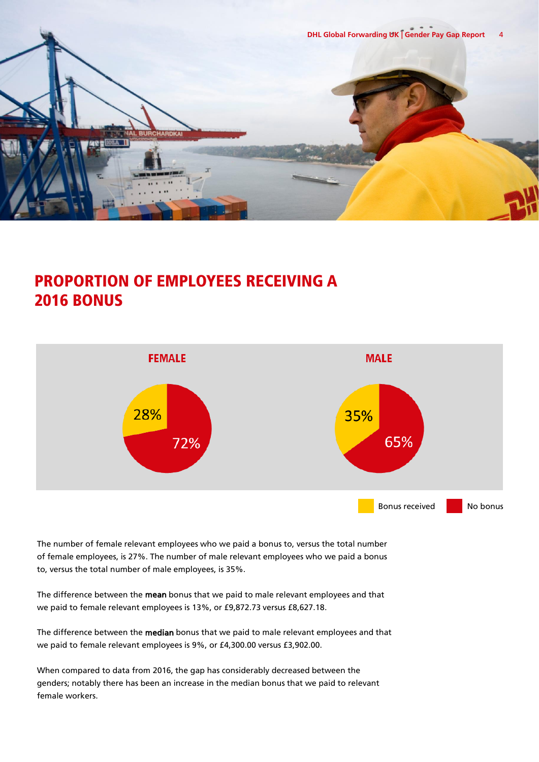## PROPORTION OF EMPLOYEES RECEIVING A 2016 BONUS

**FEMALE**

28%

72%

**MALE**

35%

65%

Bonus received | No bonus

The number of female relevant employees who we paid a bonus to, versus the total number of female employees, is 27%. The number of male relevant employees who we paid a bonus to, versus the total number of male employees, is 35%.

The difference between the **mean** bonus that we paid to male relevant employees and that we paid to female relevant employees is 13%, or £9,872.73 versus £8,627.18.

The difference between the **median** bonus that we paid to male relevant employees and that we paid to female relevant employees is 9%, or £4,300.00 versus £3,902.00.

When compared to data from 2016, the gap has considerably decreased between the genders; notably there has been an increase in the median bonus that we paid to relevant female workers.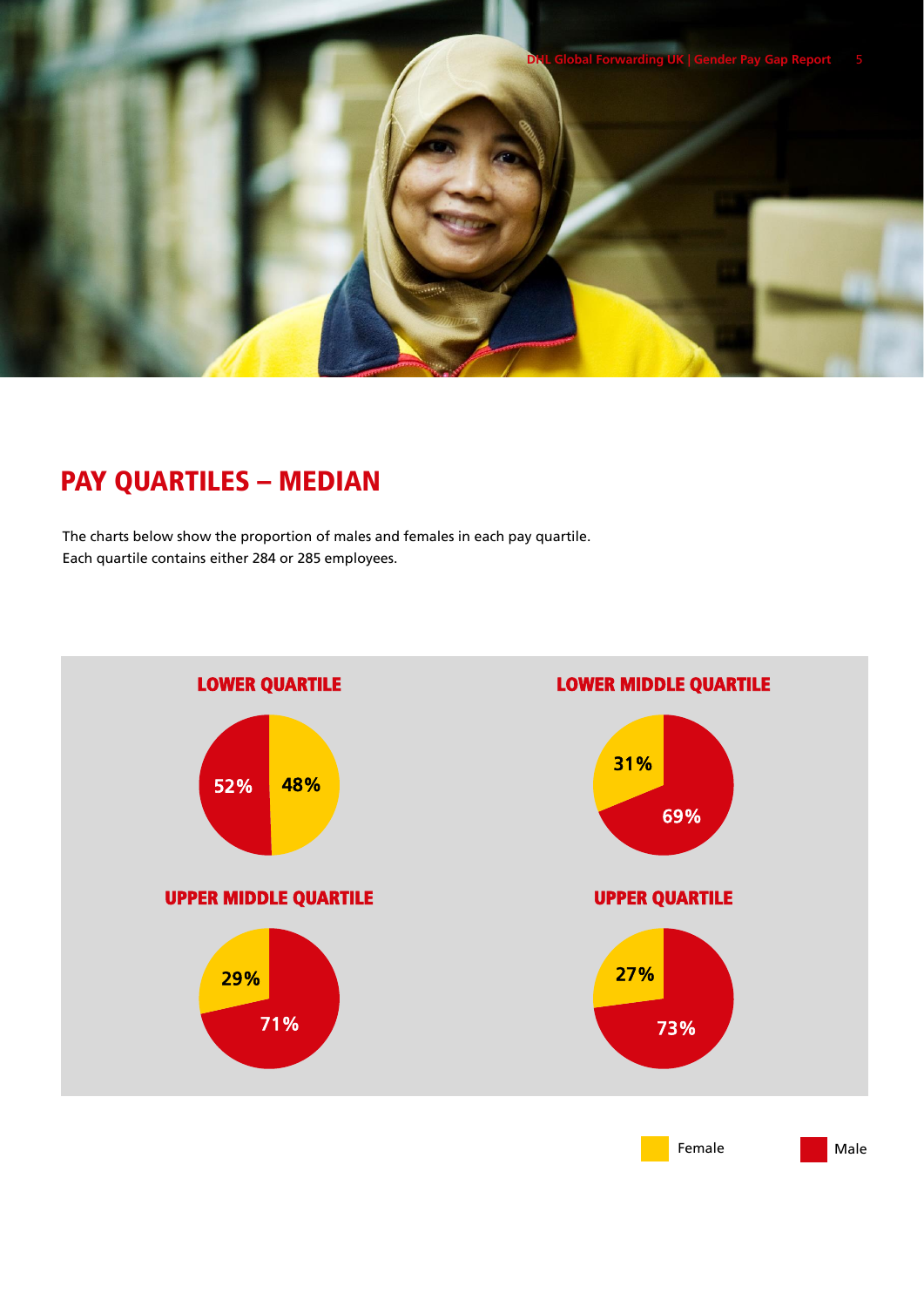# PAY QUARTILES – MEDIAN

The charts below show the proportion of males and females in each pay quartile.
Each quartile contains either 284 or 285 employees.

### LOWER QUARTILE

52% 48%

### LOWER MIDDLE QUARTILE

31% 69%

### UPPER MIDDLE QUARTILE

29% 71%

### UPPER QUARTILE

27% 73%

Female Male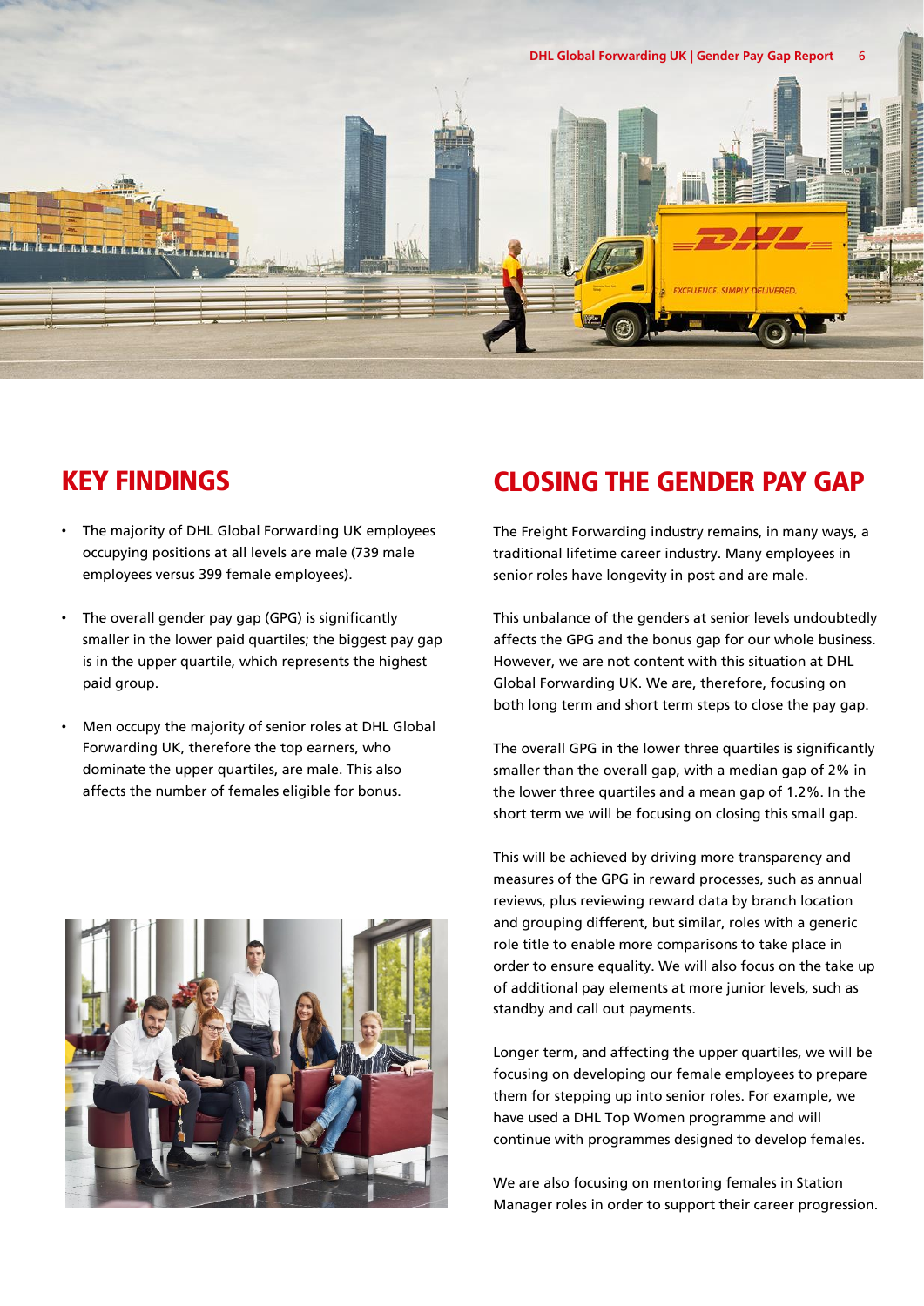## KEY FINDINGS

- The majority of DHL Global Forwarding UK employees occupying positions at all levels are male (739 male employees versus 399 female employees).
- The overall gender pay gap (GPG) is significantly smaller in the lower paid quartiles; the biggest pay gap is in the upper quartile, which represents the highest paid group.
- Men occupy the majority of senior roles at DHL Global Forwarding UK, therefore the top earners, who dominate the upper quartiles, are male. This also affects the number of females eligible for bonus.

## CLOSING THE GENDER PAY GAP

The Freight Forwarding industry remains, in many ways, a traditional lifetime career industry. Many employees in senior roles have longevity in post and are male.

This unbalance of the genders at senior levels undoubtedly affects the GPG and the bonus gap for our whole business. However, we are not content with this situation at DHL Global Forwarding UK. We are, therefore, focusing on both long term and short term steps to close the pay gap.

The overall GPG in the lower three quartiles is significantly smaller than the overall gap, with a median gap of 2% in the lower three quartiles and a mean gap of 1.2%. In the short term we will be focusing on closing this small gap.

This will be achieved by driving more transparency and measures of the GPG in reward processes, such as annual reviews, plus reviewing reward data by branch location and grouping different, but similar, roles with a generic role title to enable more comparisons to take place in order to ensure equality. We will also focus on the take up of additional pay elements at more junior levels, such as standby and call out payments.

Longer term, and affecting the upper quartiles, we will be focusing on developing our female employees to prepare them for stepping up into senior roles. For example, we have used a DHL Top Women programme and will continue with programmes designed to develop females.

We are also focusing on mentoring females in Station Manager roles in order to support their career progression.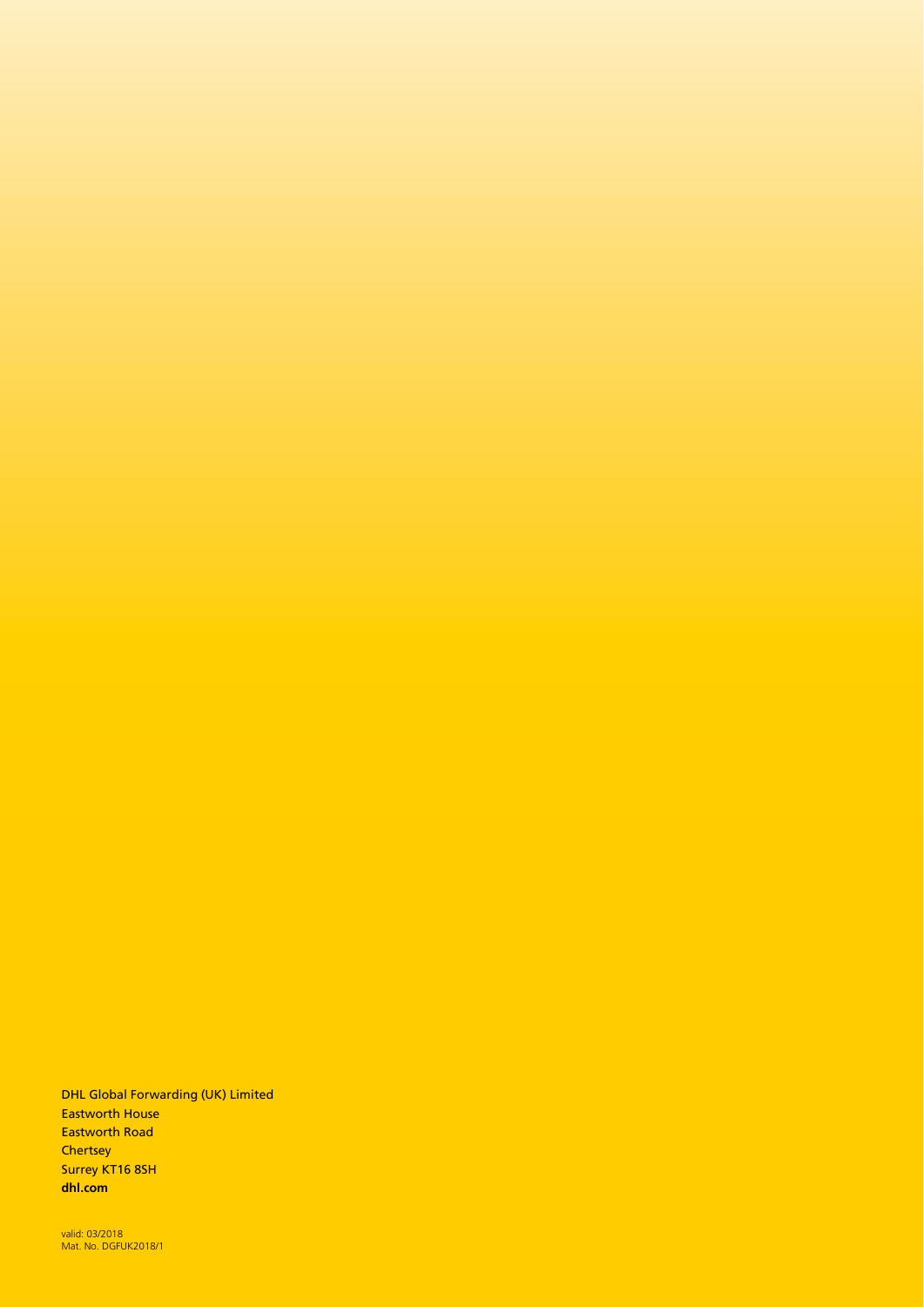DHL Global Forwarding (UK) Limited
Eastworth House
Eastworth Road
Chertsey
Surrey KT16 8SH
**dhl.com**

valid: 03/2018
Mat. No. DGFUK2018/1